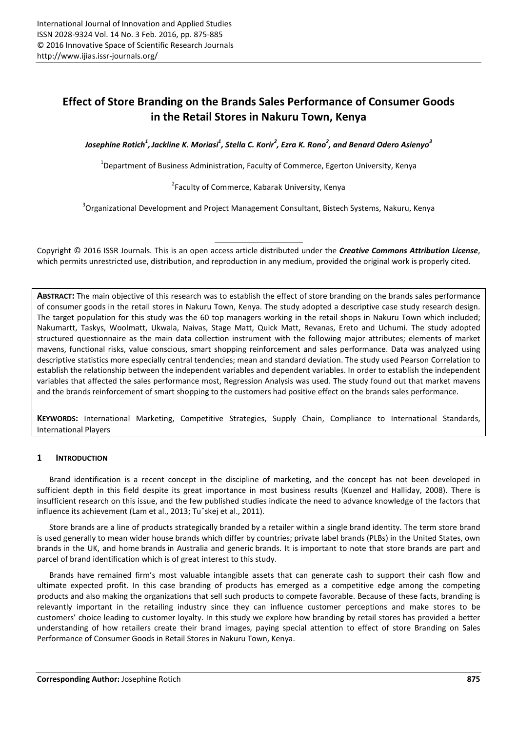# Effect of Store Branding on the Brands Sales Performance of Consumer Goods in the Retail Stores in Nakuru Town, Kenya

*Josephine Rotich[1], Jackline K. Moriasi[1], Stella C. Korir[2], Ezra K. Rono[2], and Benard Odero Asienyo[3]*

[1]Department of Business Administration, Faculty of Commerce, Egerton University, Kenya

[2]Faculty of Commerce, Kabarak University, Kenya

[3]Organizational Development and Project Management Consultant, Bistech Systems, Nakuru, Kenya

Copyright © 2016 ISSR Journals. This is an open access article distributed under the ***Creative Commons Attribution License***, which permits unrestricted use, distribution, and reproduction in any medium, provided the original work is properly cited.

**ABSTRACT:** The main objective of this research was to establish the effect of store branding on the brands sales performance of consumer goods in the retail stores in Nakuru Town, Kenya. The study adopted a descriptive case study research design. The target population for this study was the 60 top managers working in the retail shops in Nakuru Town which included; Nakumartt, Taskys, Woolmatt, Ukwala, Naivas, Stage Matt, Quick Matt, Revanas, Ereto and Uchumi. The study adopted structured questionnaire as the main data collection instrument with the following major attributes; elements of market mavens, functional risks, value conscious, smart shopping reinforcement and sales performance. Data was analyzed using descriptive statistics more especially central tendencies; mean and standard deviation. The study used Pearson Correlation to establish the relationship between the independent variables and dependent variables. In order to establish the independent variables that affected the sales performance most, Regression Analysis was used. The study found out that market mavens and the brands reinforcement of smart shopping to the customers had positive effect on the brands sales performance.

**KEYWORDS:** International Marketing, Competitive Strategies, Supply Chain, Compliance to International Standards, International Players

## 1 INTRODUCTION

Brand identification is a recent concept in the discipline of marketing, and the concept has not been developed in sufficient depth in this field despite its great importance in most business results (Kuenzel and Halliday, 2008). There is insufficient research on this issue, and the few published studies indicate the need to advance knowledge of the factors that influence its achievement (Lam et al., 2013; Tuˇskej et al., 2011).

Store brands are a line of products strategically branded by a retailer within a single brand identity. The term store brand is used generally to mean wider house brands which differ by countries; private label brands (PLBs) in the United States, own brands in the UK, and home brands in Australia and generic brands. It is important to note that store brands are part and parcel of brand identification which is of great interest to this study.

Brands have remained firm's most valuable intangible assets that can generate cash to support their cash flow and ultimate expected profit. In this case branding of products has emerged as a competitive edge among the competing products and also making the organizations that sell such products to compete favorable. Because of these facts, branding is relevantly important in the retailing industry since they can influence customer perceptions and make stores to be customers' choice leading to customer loyalty. In this study we explore how branding by retail stores has provided a better understanding of how retailers create their brand images, paying special attention to effect of store Branding on Sales Performance of Consumer Goods in Retail Stores in Nakuru Town, Kenya.

**Corresponding Author:** Josephine Rotich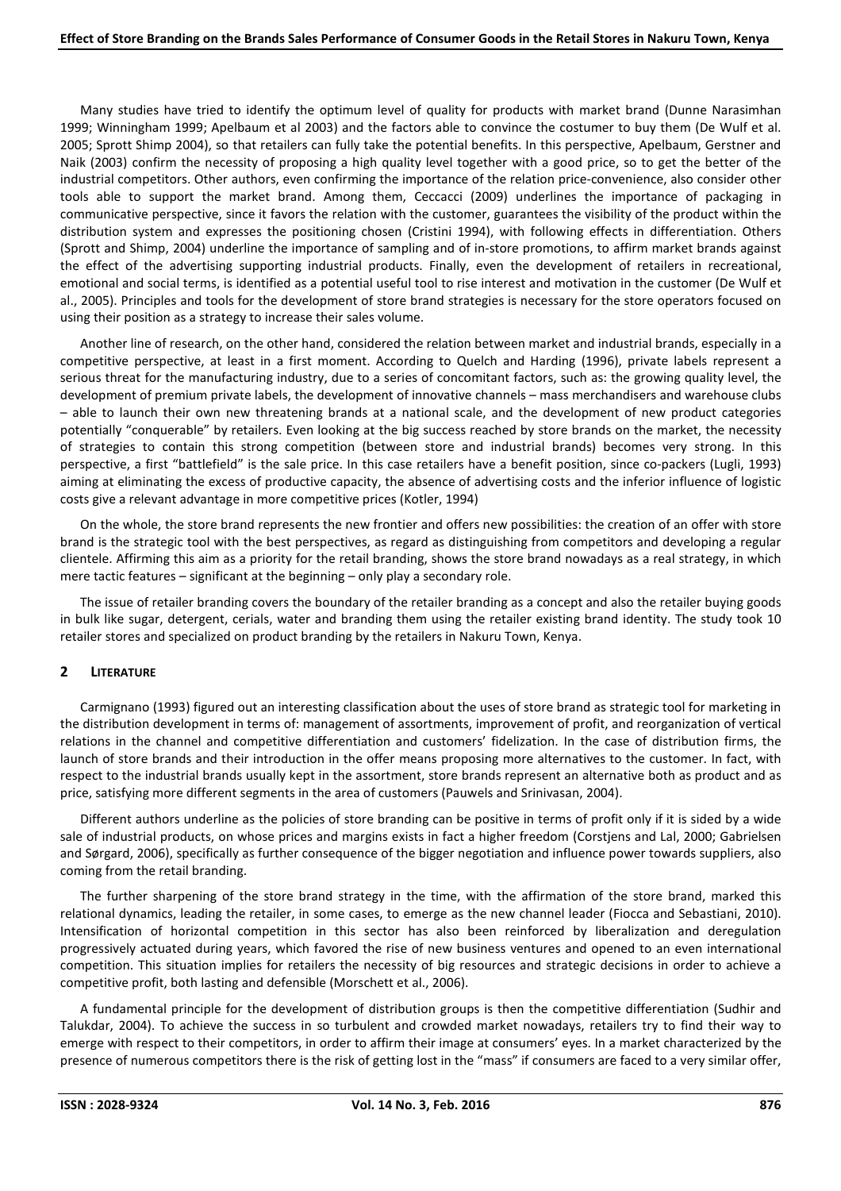Many studies have tried to identify the optimum level of quality for products with market brand (Dunne Narasimhan 1999; Winningham 1999; Apelbaum et al 2003) and the factors able to convince the costumer to buy them (De Wulf et al. 2005; Sprott Shimp 2004), so that retailers can fully take the potential benefits. In this perspective, Apelbaum, Gerstner and Naik (2003) confirm the necessity of proposing a high quality level together with a good price, so to get the better of the industrial competitors. Other authors, even confirming the importance of the relation price-convenience, also consider other tools able to support the market brand. Among them, Ceccacci (2009) underlines the importance of packaging in communicative perspective, since it favors the relation with the customer, guarantees the visibility of the product within the distribution system and expresses the positioning chosen (Cristini 1994), with following effects in differentiation. Others (Sprott and Shimp, 2004) underline the importance of sampling and of in-store promotions, to affirm market brands against the effect of the advertising supporting industrial products. Finally, even the development of retailers in recreational, emotional and social terms, is identified as a potential useful tool to rise interest and motivation in the customer (De Wulf et al., 2005). Principles and tools for the development of store brand strategies is necessary for the store operators focused on using their position as a strategy to increase their sales volume.

Another line of research, on the other hand, considered the relation between market and industrial brands, especially in a competitive perspective, at least in a first moment. According to Quelch and Harding (1996), private labels represent a serious threat for the manufacturing industry, due to a series of concomitant factors, such as: the growing quality level, the development of premium private labels, the development of innovative channels – mass merchandisers and warehouse clubs – able to launch their own new threatening brands at a national scale, and the development of new product categories potentially "conquerable" by retailers. Even looking at the big success reached by store brands on the market, the necessity of strategies to contain this strong competition (between store and industrial brands) becomes very strong. In this perspective, a first "battlefield" is the sale price. In this case retailers have a benefit position, since co-packers (Lugli, 1993) aiming at eliminating the excess of productive capacity, the absence of advertising costs and the inferior influence of logistic costs give a relevant advantage in more competitive prices (Kotler, 1994)

On the whole, the store brand represents the new frontier and offers new possibilities: the creation of an offer with store brand is the strategic tool with the best perspectives, as regard as distinguishing from competitors and developing a regular clientele. Affirming this aim as a priority for the retail branding, shows the store brand nowadays as a real strategy, in which mere tactic features – significant at the beginning – only play a secondary role.

The issue of retailer branding covers the boundary of the retailer branding as a concept and also the retailer buying goods in bulk like sugar, detergent, cerials, water and branding them using the retailer existing brand identity. The study took 10 retailer stores and specialized on product branding by the retailers in Nakuru Town, Kenya.

## 2 LITERATURE

Carmignano (1993) figured out an interesting classification about the uses of store brand as strategic tool for marketing in the distribution development in terms of: management of assortments, improvement of profit, and reorganization of vertical relations in the channel and competitive differentiation and customers' fidelization. In the case of distribution firms, the launch of store brands and their introduction in the offer means proposing more alternatives to the customer. In fact, with respect to the industrial brands usually kept in the assortment, store brands represent an alternative both as product and as price, satisfying more different segments in the area of customers (Pauwels and Srinivasan, 2004).

Different authors underline as the policies of store branding can be positive in terms of profit only if it is sided by a wide sale of industrial products, on whose prices and margins exists in fact a higher freedom (Corstjens and Lal, 2000; Gabrielsen and Sørgard, 2006), specifically as further consequence of the bigger negotiation and influence power towards suppliers, also coming from the retail branding.

The further sharpening of the store brand strategy in the time, with the affirmation of the store brand, marked this relational dynamics, leading the retailer, in some cases, to emerge as the new channel leader (Fiocca and Sebastiani, 2010). Intensification of horizontal competition in this sector has also been reinforced by liberalization and deregulation progressively actuated during years, which favored the rise of new business ventures and opened to an even international competition. This situation implies for retailers the necessity of big resources and strategic decisions in order to achieve a competitive profit, both lasting and defensible (Morschett et al., 2006).

A fundamental principle for the development of distribution groups is then the competitive differentiation (Sudhir and Talukdar, 2004). To achieve the success in so turbulent and crowded market nowadays, retailers try to find their way to emerge with respect to their competitors, in order to affirm their image at consumers' eyes. In a market characterized by the presence of numerous competitors there is the risk of getting lost in the "mass" if consumers are faced to a very similar offer,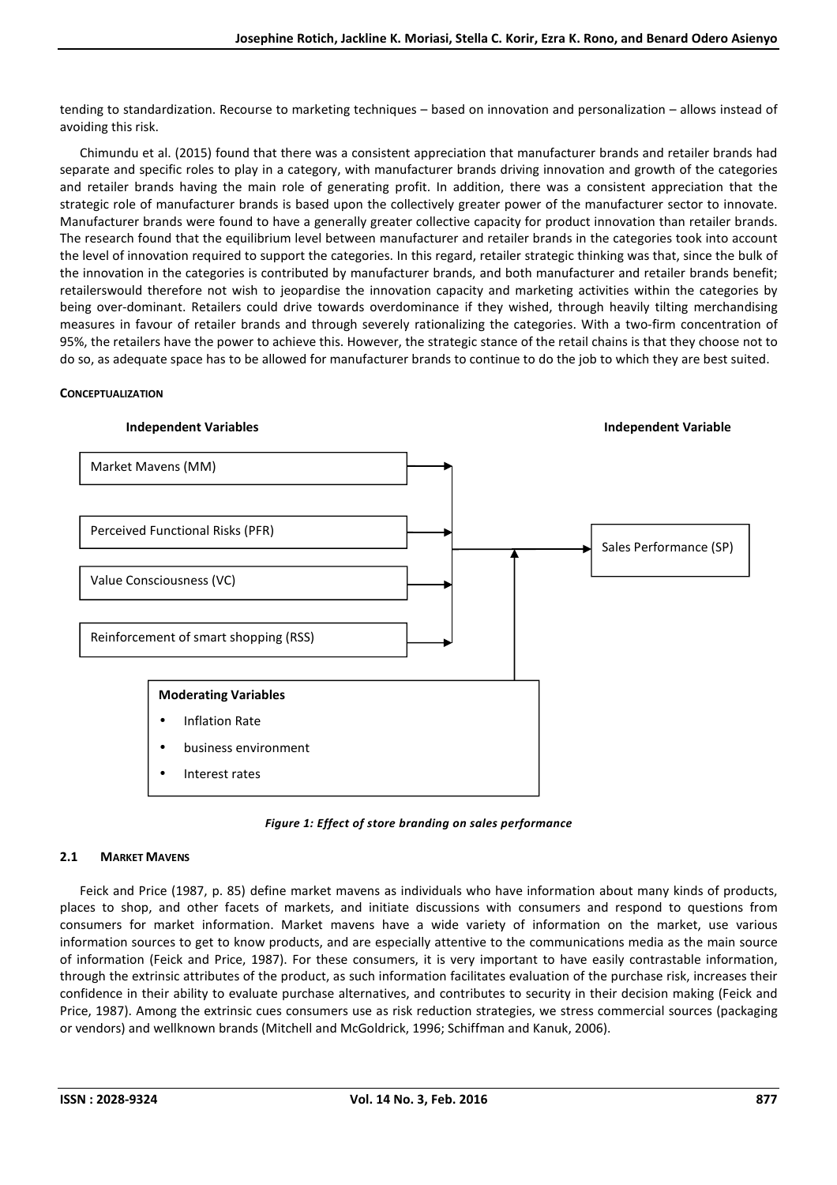tending to standardization. Recourse to marketing techniques – based on innovation and personalization – allows instead of avoiding this risk.

Chimundu et al. (2015) found that there was a consistent appreciation that manufacturer brands and retailer brands had separate and specific roles to play in a category, with manufacturer brands driving innovation and growth of the categories and retailer brands having the main role of generating profit. In addition, there was a consistent appreciation that the strategic role of manufacturer brands is based upon the collectively greater power of the manufacturer sector to innovate. Manufacturer brands were found to have a generally greater collective capacity for product innovation than retailer brands. The research found that the equilibrium level between manufacturer and retailer brands in the categories took into account the level of innovation required to support the categories. In this regard, retailer strategic thinking was that, since the bulk of the innovation in the categories is contributed by manufacturer brands, and both manufacturer and retailer brands benefit; retailerswould therefore not wish to jeopardise the innovation capacity and marketing activities within the categories by being over-dominant. Retailers could drive towards overdominance if they wished, through heavily tilting merchandising measures in favour of retailer brands and through severely rationalizing the categories. With a two-firm concentration of 95%, the retailers have the power to achieve this. However, the strategic stance of the retail chains is that they choose not to do so, as adequate space has to be allowed for manufacturer brands to continue to do the job to which they are best suited.

**CONCEPTUALIZATION**

**Independent Variables**

- Market Mavens (MM)
- Perceived Functional Risks (PFR)
- Value Consciousness (VC)
- Reinforcement of smart shopping (RSS)

**Independent Variable**

- Sales Performance (SP)

**Moderating Variables**

- Inflation Rate
- business environment
- Interest rates

***Figure 1: Effect of store branding on sales performance***

## 2.1 MARKET MAVENS

Feick and Price (1987, p. 85) define market mavens as individuals who have information about many kinds of products, places to shop, and other facets of markets, and initiate discussions with consumers and respond to questions from consumers for market information. Market mavens have a wide variety of information on the market, use various information sources to get to know products, and are especially attentive to the communications media as the main source of information (Feick and Price, 1987). For these consumers, it is very important to have easily contrastable information, through the extrinsic attributes of the product, as such information facilitates evaluation of the purchase risk, increases their confidence in their ability to evaluate purchase alternatives, and contributes to security in their decision making (Feick and Price, 1987). Among the extrinsic cues consumers use as risk reduction strategies, we stress commercial sources (packaging or vendors) and wellknown brands (Mitchell and McGoldrick, 1996; Schiffman and Kanuk, 2006).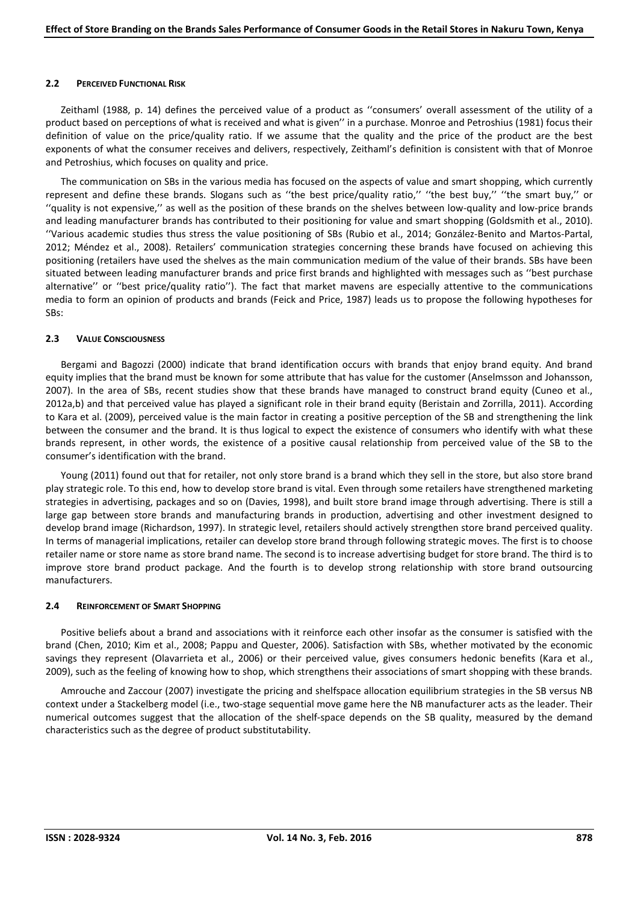### 2.2 PERCEIVED FUNCTIONAL RISK

Zeithaml (1988, p. 14) defines the perceived value of a product as ''consumers' overall assessment of the utility of a product based on perceptions of what is received and what is given'' in a purchase. Monroe and Petroshius (1981) focus their definition of value on the price/quality ratio. If we assume that the quality and the price of the product are the best exponents of what the consumer receives and delivers, respectively, Zeithaml's definition is consistent with that of Monroe and Petroshius, which focuses on quality and price.

The communication on SBs in the various media has focused on the aspects of value and smart shopping, which currently represent and define these brands. Slogans such as ''the best price/quality ratio,'' ''the best buy,'' ''the smart buy,'' or ''quality is not expensive,'' as well as the position of these brands on the shelves between low-quality and low-price brands and leading manufacturer brands has contributed to their positioning for value and smart shopping (Goldsmith et al., 2010). ''Various academic studies thus stress the value positioning of SBs (Rubio et al., 2014; González-Benito and Martos-Partal, 2012; Méndez et al., 2008). Retailers' communication strategies concerning these brands have focused on achieving this positioning (retailers have used the shelves as the main communication medium of the value of their brands. SBs have been situated between leading manufacturer brands and price first brands and highlighted with messages such as ''best purchase alternative'' or ''best price/quality ratio''). The fact that market mavens are especially attentive to the communications media to form an opinion of products and brands (Feick and Price, 1987) leads us to propose the following hypotheses for SBs:

### 2.3 VALUE CONSCIOUSNESS

Bergami and Bagozzi (2000) indicate that brand identification occurs with brands that enjoy brand equity. And brand equity implies that the brand must be known for some attribute that has value for the customer (Anselmsson and Johansson, 2007). In the area of SBs, recent studies show that these brands have managed to construct brand equity (Cuneo et al., 2012a,b) and that perceived value has played a significant role in their brand equity (Beristain and Zorrilla, 2011). According to Kara et al. (2009), perceived value is the main factor in creating a positive perception of the SB and strengthening the link between the consumer and the brand. It is thus logical to expect the existence of consumers who identify with what these brands represent, in other words, the existence of a positive causal relationship from perceived value of the SB to the consumer's identification with the brand.

Young (2011) found out that for retailer, not only store brand is a brand which they sell in the store, but also store brand play strategic role. To this end, how to develop store brand is vital. Even through some retailers have strengthened marketing strategies in advertising, packages and so on (Davies, 1998), and built store brand image through advertising. There is still a large gap between store brands and manufacturing brands in production, advertising and other investment designed to develop brand image (Richardson, 1997). In strategic level, retailers should actively strengthen store brand perceived quality. In terms of managerial implications, retailer can develop store brand through following strategic moves. The first is to choose retailer name or store name as store brand name. The second is to increase advertising budget for store brand. The third is to improve store brand product package. And the fourth is to develop strong relationship with store brand outsourcing manufacturers.

### 2.4 REINFORCEMENT OF SMART SHOPPING

Positive beliefs about a brand and associations with it reinforce each other insofar as the consumer is satisfied with the brand (Chen, 2010; Kim et al., 2008; Pappu and Quester, 2006). Satisfaction with SBs, whether motivated by the economic savings they represent (Olavarrieta et al., 2006) or their perceived value, gives consumers hedonic benefits (Kara et al., 2009), such as the feeling of knowing how to shop, which strengthens their associations of smart shopping with these brands.

Amrouche and Zaccour (2007) investigate the pricing and shelfspace allocation equilibrium strategies in the SB versus NB context under a Stackelberg model (i.e., two-stage sequential move game here the NB manufacturer acts as the leader. Their numerical outcomes suggest that the allocation of the shelf-space depends on the SB quality, measured by the demand characteristics such as the degree of product substitutability.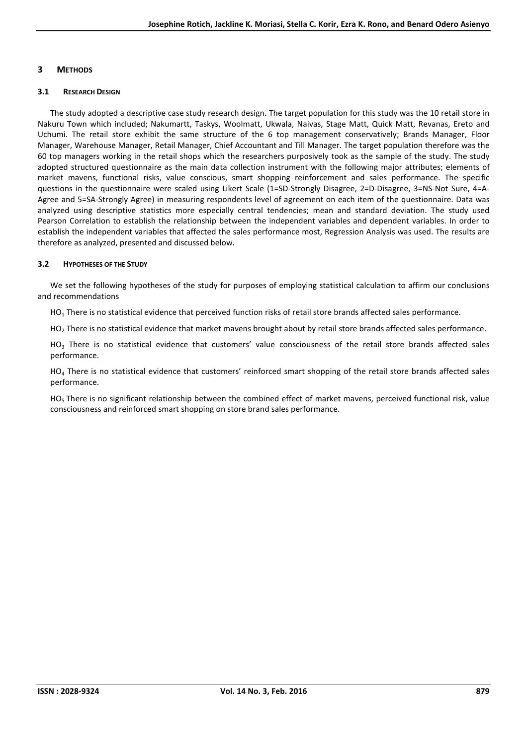## 3 METHODS

### 3.1 RESEARCH DESIGN

The study adopted a descriptive case study research design. The target population for this study was the 10 retail store in Nakuru Town which included; Nakumartt, Taskys, Woolmatt, Ukwala, Naivas, Stage Matt, Quick Matt, Revanas, Ereto and Uchumi. The retail store exhibit the same structure of the 6 top management conservatively; Brands Manager, Floor Manager, Warehouse Manager, Retail Manager, Chief Accountant and Till Manager. The target population therefore was the 60 top managers working in the retail shops which the researchers purposively took as the sample of the study. The study adopted structured questionnaire as the main data collection instrument with the following major attributes; elements of market mavens, functional risks, value conscious, smart shopping reinforcement and sales performance. The specific questions in the questionnaire were scaled using Likert Scale (1=SD-Strongly Disagree, 2=D-Disagree, 3=NS-Not Sure, 4=A-Agree and 5=SA-Strongly Agree) in measuring respondents level of agreement on each item of the questionnaire. Data was analyzed using descriptive statistics more especially central tendencies; mean and standard deviation. The study used Pearson Correlation to establish the relationship between the independent variables and dependent variables. In order to establish the independent variables that affected the sales performance most, Regression Analysis was used. The results are therefore as analyzed, presented and discussed below.

### 3.2 HYPOTHESES OF THE STUDY

We set the following hypotheses of the study for purposes of employing statistical calculation to affirm our conclusions and recommendations

$HO_1$ There is no statistical evidence that perceived function risks of retail store brands affected sales performance.

$HO_2$ There is no statistical evidence that market mavens brought about by retail store brands affected sales performance.

$HO_3$ There is no statistical evidence that customers' value consciousness of the retail store brands affected sales performance.

$HO_4$ There is no statistical evidence that customers' reinforced smart shopping of the retail store brands affected sales performance.

$HO_5$ There is no significant relationship between the combined effect of market mavens, perceived functional risk, value consciousness and reinforced smart shopping on store brand sales performance.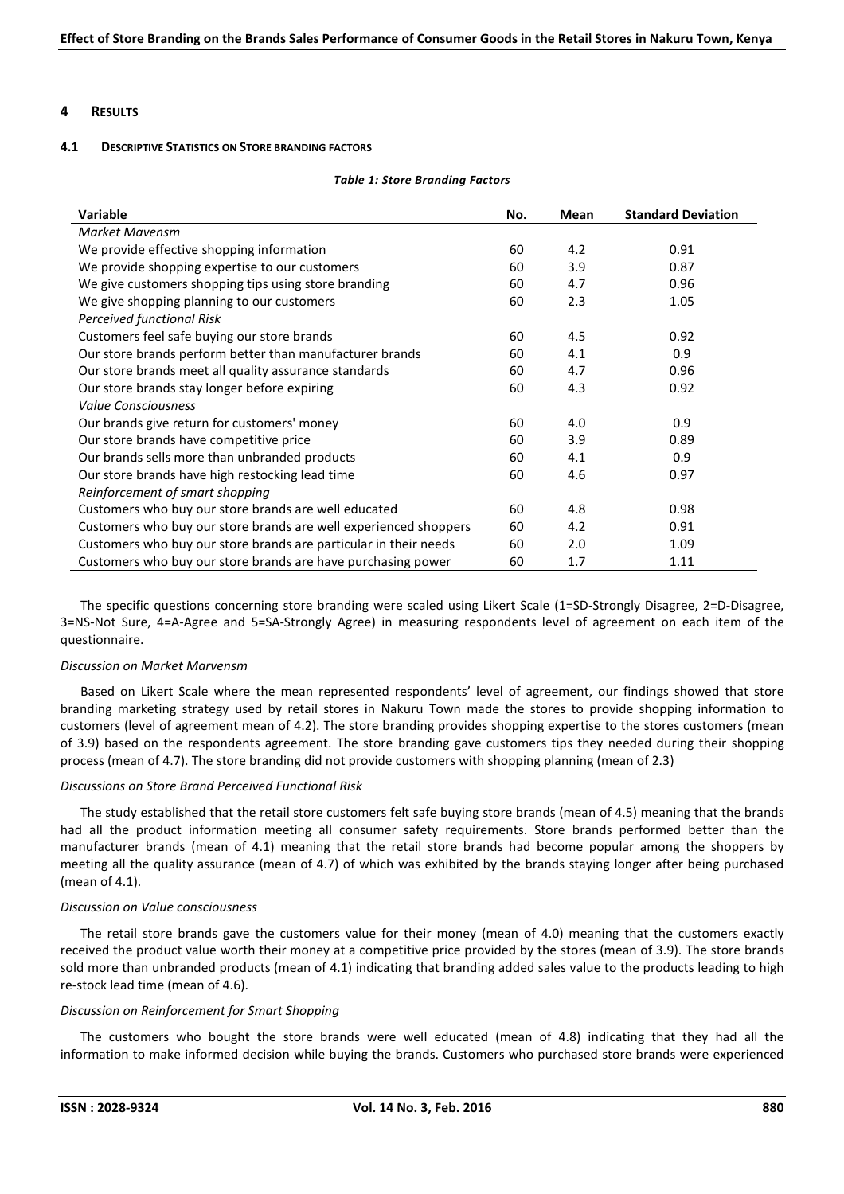## 4 RESULTS

### 4.1 DESCRIPTIVE STATISTICS ON STORE BRANDING FACTORS

*Table 1: Store Branding Factors*

| Variable | No. | Mean | Standard Deviation |
|---|---|---|---|
| *Market Mavensm* | | | |
| We provide effective shopping information | 60 | 4.2 | 0.91 |
| We provide shopping expertise to our customers | 60 | 3.9 | 0.87 |
| We give customers shopping tips using store branding | 60 | 4.7 | 0.96 |
| We give shopping planning to our customers | 60 | 2.3 | 1.05 |
| *Perceived functional Risk* | | | |
| Customers feel safe buying our store brands | 60 | 4.5 | 0.92 |
| Our store brands perform better than manufacturer brands | 60 | 4.1 | 0.9 |
| Our store brands meet all quality assurance standards | 60 | 4.7 | 0.96 |
| Our store brands stay longer before expiring | 60 | 4.3 | 0.92 |
| *Value Consciousness* | | | |
| Our brands give return for customers' money | 60 | 4.0 | 0.9 |
| Our store brands have competitive price | 60 | 3.9 | 0.89 |
| Our brands sells more than unbranded products | 60 | 4.1 | 0.9 |
| Our store brands have high restocking lead time | 60 | 4.6 | 0.97 |
| *Reinforcement of smart shopping* | | | |
| Customers who buy our store brands are well educated | 60 | 4.8 | 0.98 |
| Customers who buy our store brands are well experienced shoppers | 60 | 4.2 | 0.91 |
| Customers who buy our store brands are particular in their needs | 60 | 2.0 | 1.09 |
| Customers who buy our store brands are have purchasing power | 60 | 1.7 | 1.11 |

The specific questions concerning store branding were scaled using Likert Scale (1=SD-Strongly Disagree, 2=D-Disagree, 3=NS-Not Sure, 4=A-Agree and 5=SA-Strongly Agree) in measuring respondents level of agreement on each item of the questionnaire.

*Discussion on Market Marvensm*

Based on Likert Scale where the mean represented respondents' level of agreement, our findings showed that store branding marketing strategy used by retail stores in Nakuru Town made the stores to provide shopping information to customers (level of agreement mean of 4.2). The store branding provides shopping expertise to the stores customers (mean of 3.9) based on the respondents agreement. The store branding gave customers tips they needed during their shopping process (mean of 4.7). The store branding did not provide customers with shopping planning (mean of 2.3)

*Discussions on Store Brand Perceived Functional Risk*

The study established that the retail store customers felt safe buying store brands (mean of 4.5) meaning that the brands had all the product information meeting all consumer safety requirements. Store brands performed better than the manufacturer brands (mean of 4.1) meaning that the retail store brands had become popular among the shoppers by meeting all the quality assurance (mean of 4.7) of which was exhibited by the brands staying longer after being purchased (mean of 4.1).

*Discussion on Value consciousness*

The retail store brands gave the customers value for their money (mean of 4.0) meaning that the customers exactly received the product value worth their money at a competitive price provided by the stores (mean of 3.9). The store brands sold more than unbranded products (mean of 4.1) indicating that branding added sales value to the products leading to high re-stock lead time (mean of 4.6).

*Discussion on Reinforcement for Smart Shopping*

The customers who bought the store brands were well educated (mean of 4.8) indicating that they had all the information to make informed decision while buying the brands. Customers who purchased store brands were experienced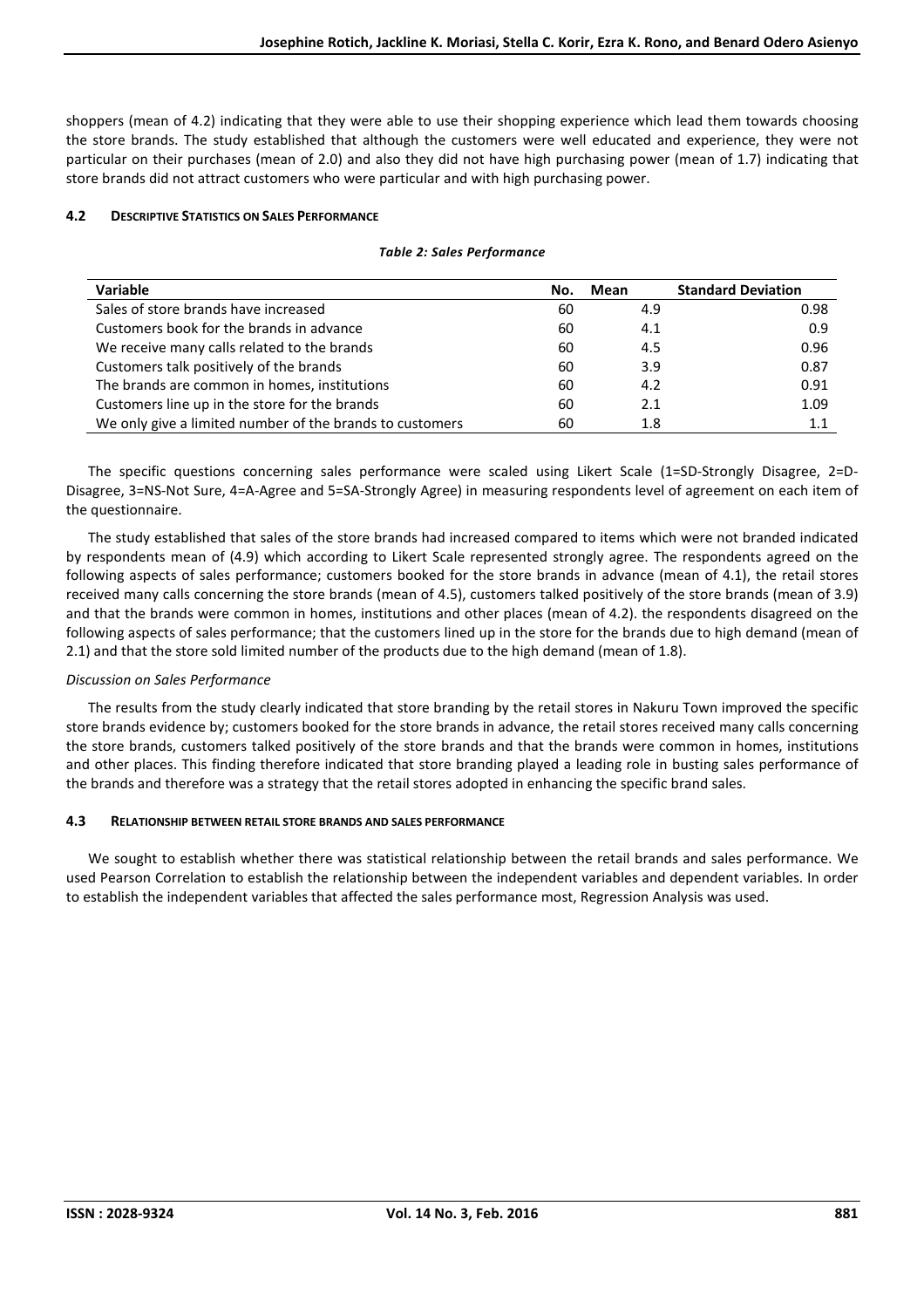shoppers (mean of 4.2) indicating that they were able to use their shopping experience which lead them towards choosing the store brands. The study established that although the customers were well educated and experience, they were not particular on their purchases (mean of 2.0) and also they did not have high purchasing power (mean of 1.7) indicating that store brands did not attract customers who were particular and with high purchasing power.

### 4.2 Descriptive Statistics on Sales Performance

*Table 2: Sales Performance*

| Variable | No. | Mean | Standard Deviation |
|---|---|---|---|
| Sales of store brands have increased | 60 | 4.9 | 0.98 |
| Customers book for the brands in advance | 60 | 4.1 | 0.9 |
| We receive many calls related to the brands | 60 | 4.5 | 0.96 |
| Customers talk positively of the brands | 60 | 3.9 | 0.87 |
| The brands are common in homes, institutions | 60 | 4.2 | 0.91 |
| Customers line up in the store for the brands | 60 | 2.1 | 1.09 |
| We only give a limited number of the brands to customers | 60 | 1.8 | 1.1 |

The specific questions concerning sales performance were scaled using Likert Scale (1=SD-Strongly Disagree, 2=D-Disagree, 3=NS-Not Sure, 4=A-Agree and 5=SA-Strongly Agree) in measuring respondents level of agreement on each item of the questionnaire.

The study established that sales of the store brands had increased compared to items which were not branded indicated by respondents mean of (4.9) which according to Likert Scale represented strongly agree. The respondents agreed on the following aspects of sales performance; customers booked for the store brands in advance (mean of 4.1), the retail stores received many calls concerning the store brands (mean of 4.5), customers talked positively of the store brands (mean of 3.9) and that the brands were common in homes, institutions and other places (mean of 4.2). the respondents disagreed on the following aspects of sales performance; that the customers lined up in the store for the brands due to high demand (mean of 2.1) and that the store sold limited number of the products due to the high demand (mean of 1.8).

*Discussion on Sales Performance*

The results from the study clearly indicated that store branding by the retail stores in Nakuru Town improved the specific store brands evidence by; customers booked for the store brands in advance, the retail stores received many calls concerning the store brands, customers talked positively of the store brands and that the brands were common in homes, institutions and other places. This finding therefore indicated that store branding played a leading role in busting sales performance of the brands and therefore was a strategy that the retail stores adopted in enhancing the specific brand sales.

### 4.3 Relationship between retail store brands and sales performance

We sought to establish whether there was statistical relationship between the retail brands and sales performance. We used Pearson Correlation to establish the relationship between the independent variables and dependent variables. In order to establish the independent variables that affected the sales performance most, Regression Analysis was used.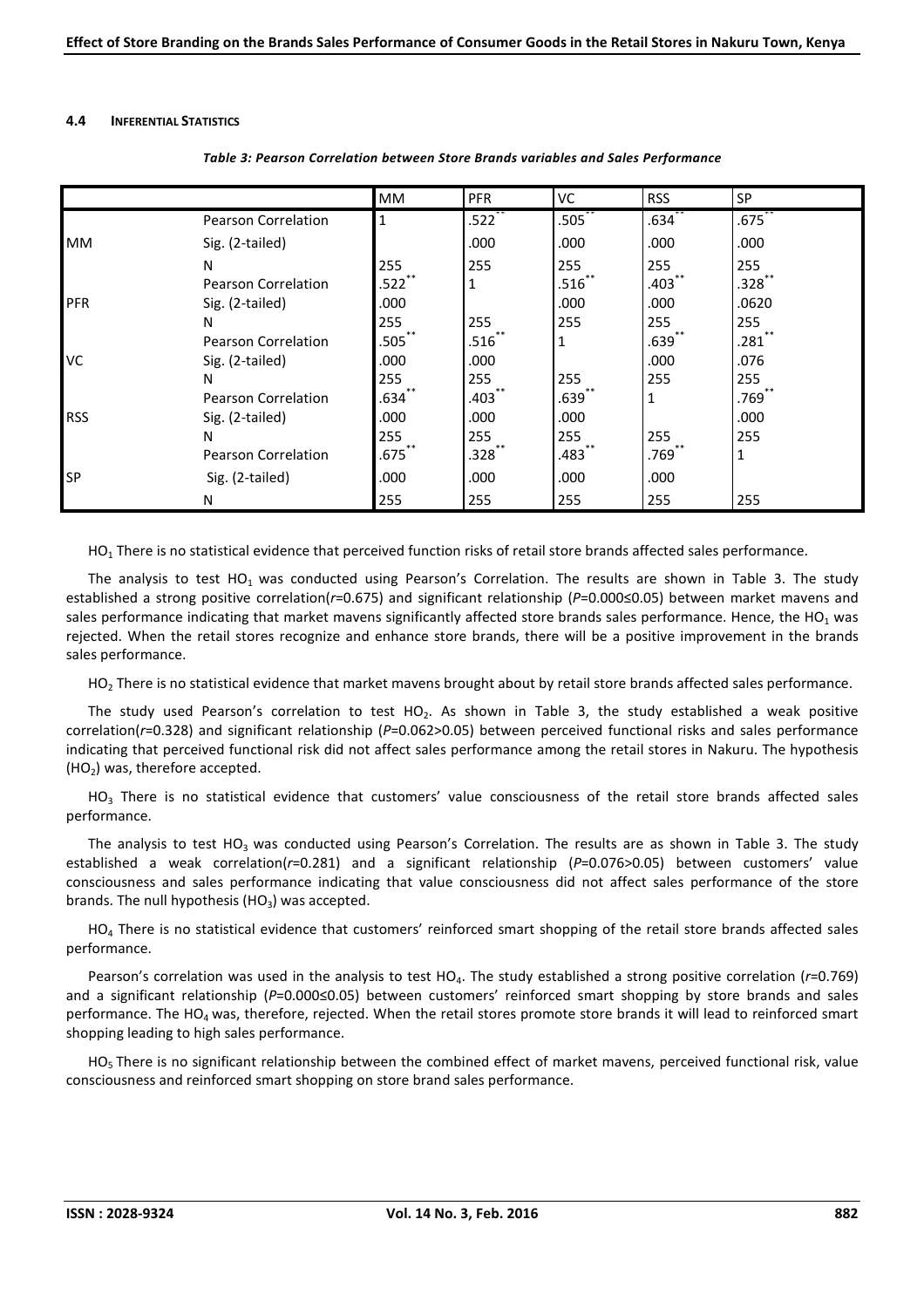### 4.4 INFERENTIAL STATISTICS

*Table 3: Pearson Correlation between Store Brands variables and Sales Performance*

| | | MM | PFR | VC | RSS | SP |
|---|---|---|---|---|---|---|
| MM | Pearson Correlation | 1 | .522** | .505** | .634** | .675** |
| | Sig. (2-tailed) | | .000 | .000 | .000 | .000 |
| | N | 255 | 255 | 255 | 255 | 255 |
| PFR | Pearson Correlation | .522** | 1 | .516** | .403** | .328** |
| | Sig. (2-tailed) | .000 | | .000 | .000 | .0620 |
| | N | 255 | 255 | 255 | 255 | 255 |
| VC | Pearson Correlation | .505** | .516** | 1 | .639** | .281** |
| | Sig. (2-tailed) | .000 | .000 | | .000 | .076 |
| | N | 255 | 255 | 255 | 255 | 255 |
| RSS | Pearson Correlation | .634** | .403** | .639** | 1 | .769** |
| | Sig. (2-tailed) | .000 | .000 | .000 | | .000 |
| | N | 255 | 255 | 255 | 255 | 255 |
| SP | Pearson Correlation | .675** | .328** | .483** | .769** | 1 |
| | Sig. (2-tailed) | .000 | .000 | .000 | .000 | |
| | N | 255 | 255 | 255 | 255 | 255 |

$HO_1$ There is no statistical evidence that perceived function risks of retail store brands affected sales performance.

The analysis to test $HO_1$ was conducted using Pearson's Correlation. The results are shown in Table 3. The study established a strong positive correlation($r$=0.675) and significant relationship ($P$=0.000≤0.05) between market mavens and sales performance indicating that market mavens significantly affected store brands sales performance. Hence, the $HO_1$ was rejected. When the retail stores recognize and enhance store brands, there will be a positive improvement in the brands sales performance.

$HO_2$ There is no statistical evidence that market mavens brought about by retail store brands affected sales performance.

The study used Pearson's correlation to test $HO_2$. As shown in Table 3, the study established a weak positive correlation($r$=0.328) and significant relationship ($P$=0.062>0.05) between perceived functional risks and sales performance indicating that perceived functional risk did not affect sales performance among the retail stores in Nakuru. The hypothesis ($HO_2$) was, therefore accepted.

$HO_3$ There is no statistical evidence that customers' value consciousness of the retail store brands affected sales performance.

The analysis to test $HO_3$ was conducted using Pearson's Correlation. The results are as shown in Table 3. The study established a weak correlation($r$=0.281) and a significant relationship ($P$=0.076>0.05) between customers' value consciousness and sales performance indicating that value consciousness did not affect sales performance of the store brands. The null hypothesis ($HO_3$) was accepted.

$HO_4$ There is no statistical evidence that customers' reinforced smart shopping of the retail store brands affected sales performance.

Pearson's correlation was used in the analysis to test $HO_4$. The study established a strong positive correlation ($r$=0.769) and a significant relationship ($P$=0.000≤0.05) between customers' reinforced smart shopping by store brands and sales performance. The $HO_4$ was, therefore, rejected. When the retail stores promote store brands it will lead to reinforced smart shopping leading to high sales performance.

$HO_5$ There is no significant relationship between the combined effect of market mavens, perceived functional risk, value consciousness and reinforced smart shopping on store brand sales performance.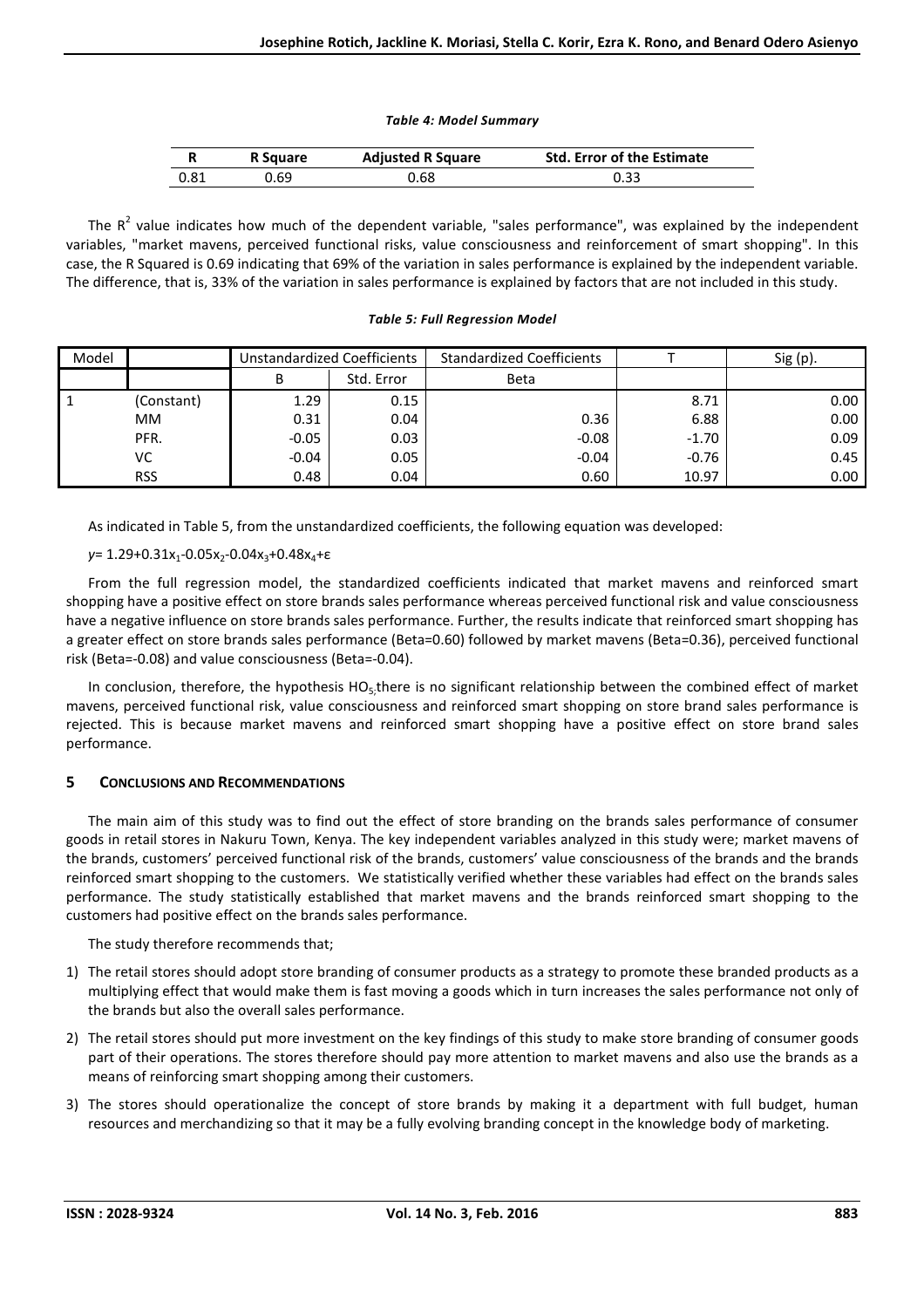*Table 4: Model Summary*

| R | R Square | Adjusted R Square | Std. Error of the Estimate |
|---|---|---|---|
| 0.81 | 0.69 | 0.68 | 0.33 |

The $R^2$ value indicates how much of the dependent variable, "sales performance", was explained by the independent variables, "market mavens, perceived functional risks, value consciousness and reinforcement of smart shopping". In this case, the R Squared is 0.69 indicating that 69% of the variation in sales performance is explained by the independent variable. The difference, that is, 33% of the variation in sales performance is explained by factors that are not included in this study.

*Table 5: Full Regression Model*

| Model | | Unstandardized Coefficients | | Standardized Coefficients | T | Sig (p). |
|---|---|---|---|---|---|---|
| | | B | Std. Error | Beta | | |
| 1 | (Constant) | 1.29 | 0.15 | | 8.71 | 0.00 |
| | MM | 0.31 | 0.04 | 0.36 | 6.88 | 0.00 |
| | PFR. | -0.05 | 0.03 | -0.08 | -1.70 | 0.09 |
| | VC | -0.04 | 0.05 | -0.04 | -0.76 | 0.45 |
| | RSS | 0.48 | 0.04 | 0.60 | 10.97 | 0.00 |

As indicated in Table 5, from the unstandardized coefficients, the following equation was developed:

$y = 1.29 + 0.31x_1 - 0.05x_2 - 0.04x_3 + 0.48x_4 + \varepsilon$

From the full regression model, the standardized coefficients indicated that market mavens and reinforced smart shopping have a positive effect on store brands sales performance whereas perceived functional risk and value consciousness have a negative influence on store brands sales performance. Further, the results indicate that reinforced smart shopping has a greater effect on store brands sales performance (Beta=0.60) followed by market mavens (Beta=0.36), perceived functional risk (Beta=-0.08) and value consciousness (Beta=-0.04).

In conclusion, therefore, the hypothesis $HO_5$;there is no significant relationship between the combined effect of market mavens, perceived functional risk, value consciousness and reinforced smart shopping on store brand sales performance is rejected. This is because market mavens and reinforced smart shopping have a positive effect on store brand sales performance.

## 5 Conclusions and Recommendations

The main aim of this study was to find out the effect of store branding on the brands sales performance of consumer goods in retail stores in Nakuru Town, Kenya. The key independent variables analyzed in this study were; market mavens of the brands, customers' perceived functional risk of the brands, customers' value consciousness of the brands and the brands reinforced smart shopping to the customers. We statistically verified whether these variables had effect on the brands sales performance. The study statistically established that market mavens and the brands reinforced smart shopping to the customers had positive effect on the brands sales performance.

The study therefore recommends that;

1) The retail stores should adopt store branding of consumer products as a strategy to promote these branded products as a multiplying effect that would make them is fast moving a goods which in turn increases the sales performance not only of the brands but also the overall sales performance.
2) The retail stores should put more investment on the key findings of this study to make store branding of consumer goods part of their operations. The stores therefore should pay more attention to market mavens and also use the brands as a means of reinforcing smart shopping among their customers.
3) The stores should operationalize the concept of store brands by making it a department with full budget, human resources and merchandizing so that it may be a fully evolving branding concept in the knowledge body of marketing.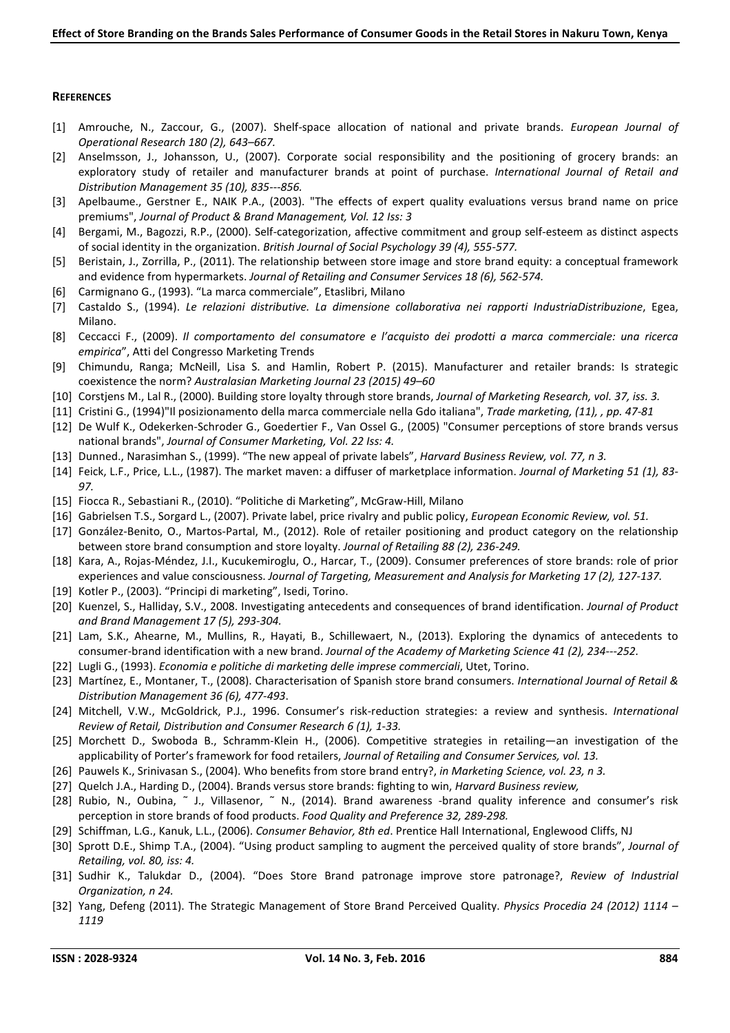**REFERENCES**

[1] Amrouche, N., Zaccour, G., (2007). Shelf-space allocation of national and private brands. *European Journal of Operational Research 180 (2), 643–667.*

[2] Anselmsson, J., Johansson, U., (2007). Corporate social responsibility and the positioning of grocery brands: an exploratory study of retailer and manufacturer brands at point of purchase. *International Journal of Retail and Distribution Management 35 (10), 835---856.*

[3] Apelbaume., Gerstner E., NAIK P.A., (2003). "The effects of expert quality evaluations versus brand name on price premiums", *Journal of Product & Brand Management, Vol. 12 Iss: 3*

[4] Bergami, M., Bagozzi, R.P., (2000). Self-categorization, affective commitment and group self-esteem as distinct aspects of social identity in the organization. *British Journal of Social Psychology 39 (4), 555-577.*

[5] Beristain, J., Zorrilla, P., (2011). The relationship between store image and store brand equity: a conceptual framework and evidence from hypermarkets. *Journal of Retailing and Consumer Services 18 (6), 562-574.*

[6] Carmignano G., (1993). "La marca commerciale", Etaslibri, Milano

[7] Castaldo S., (1994). *Le relazioni distributive. La dimensione collaborativa nei rapporti IndustriaDistribuzione*, Egea, Milano.

[8] Ceccacci F., (2009). *Il comportamento del consumatore e l'acquisto dei prodotti a marca commerciale: una ricerca empirica*", Atti del Congresso Marketing Trends

[9] Chimundu, Ranga; McNeill, Lisa S. and Hamlin, Robert P. (2015). Manufacturer and retailer brands: Is strategic coexistence the norm? *Australasian Marketing Journal 23 (2015) 49–60*

[10] Corstjens M., Lal R., (2000). Building store loyalty through store brands, *Journal of Marketing Research, vol. 37, iss. 3.*

[11] Cristini G., (1994)"Il posizionamento della marca commerciale nella Gdo italiana", *Trade marketing, (11), , pp. 47-81*

[12] De Wulf K., Odekerken-Schroder G., Goedertier F., Van Ossel G., (2005) "Consumer perceptions of store brands versus national brands", *Journal of Consumer Marketing, Vol. 22 Iss: 4.*

[13] Dunned., Narasimhan S., (1999). "The new appeal of private labels", *Harvard Business Review, vol. 77, n 3.*

[14] Feick, L.F., Price, L.L., (1987). The market maven: a diffuser of marketplace information. *Journal of Marketing 51 (1), 83-97.*

[15] Fiocca R., Sebastiani R., (2010). "Politiche di Marketing", McGraw-Hill, Milano

[16] Gabrielsen T.S., Sorgard L., (2007). Private label, price rivalry and public policy, *European Economic Review, vol. 51.*

[17] González-Benito, O., Martos-Partal, M., (2012). Role of retailer positioning and product category on the relationship between store brand consumption and store loyalty. *Journal of Retailing 88 (2), 236-249.*

[18] Kara, A., Rojas-Méndez, J.I., Kucukemiroglu, O., Harcar, T., (2009). Consumer preferences of store brands: role of prior experiences and value consciousness. *Journal of Targeting, Measurement and Analysis for Marketing 17 (2), 127-137.*

[19] Kotler P., (2003). "Principi di marketing", Isedi, Torino.

[20] Kuenzel, S., Halliday, S.V., 2008. Investigating antecedents and consequences of brand identification. *Journal of Product and Brand Management 17 (5), 293-304.*

[21] Lam, S.K., Ahearne, M., Mullins, R., Hayati, B., Schillewaert, N., (2013). Exploring the dynamics of antecedents to consumer-brand identification with a new brand. *Journal of the Academy of Marketing Science 41 (2), 234---252.*

[22] Lugli G., (1993). *Economia e politiche di marketing delle imprese commerciali*, Utet, Torino.

[23] Martínez, E., Montaner, T., (2008). Characterisation of Spanish store brand consumers. *International Journal of Retail & Distribution Management 36 (6), 477-493*.

[24] Mitchell, V.W., McGoldrick, P.J., 1996. Consumer's risk-reduction strategies: a review and synthesis. *International Review of Retail, Distribution and Consumer Research 6 (1), 1-33.*

[25] Morchett D., Swoboda B., Schramm-Klein H., (2006). Competitive strategies in retailing—an investigation of the applicability of Porter's framework for food retailers, *Journal of Retailing and Consumer Services, vol. 13.*

[26] Pauwels K., Srinivasan S., (2004). Who benefits from store brand entry?, *in Marketing Science, vol. 23, n 3.*

[27] Quelch J.A., Harding D., (2004). Brands versus store brands: fighting to win, *Harvard Business review,*

[28] Rubio, N., Oubina, ˜ J., Villasenor, ˜ N., (2014). Brand awareness -brand quality inference and consumer's risk perception in store brands of food products. *Food Quality and Preference 32, 289-298.*

[29] Schiffman, L.G., Kanuk, L.L., (2006). *Consumer Behavior, 8th ed*. Prentice Hall International, Englewood Cliffs, NJ

[30] Sprott D.E., Shimp T.A., (2004). "Using product sampling to augment the perceived quality of store brands", *Journal of Retailing, vol. 80, iss: 4.*

[31] Sudhir K., Talukdar D., (2004). "Does Store Brand patronage improve store patronage?, *Review of Industrial Organization, n 24.*

[32] Yang, Defeng (2011). The Strategic Management of Store Brand Perceived Quality. *Physics Procedia 24 (2012) 1114 – 1119*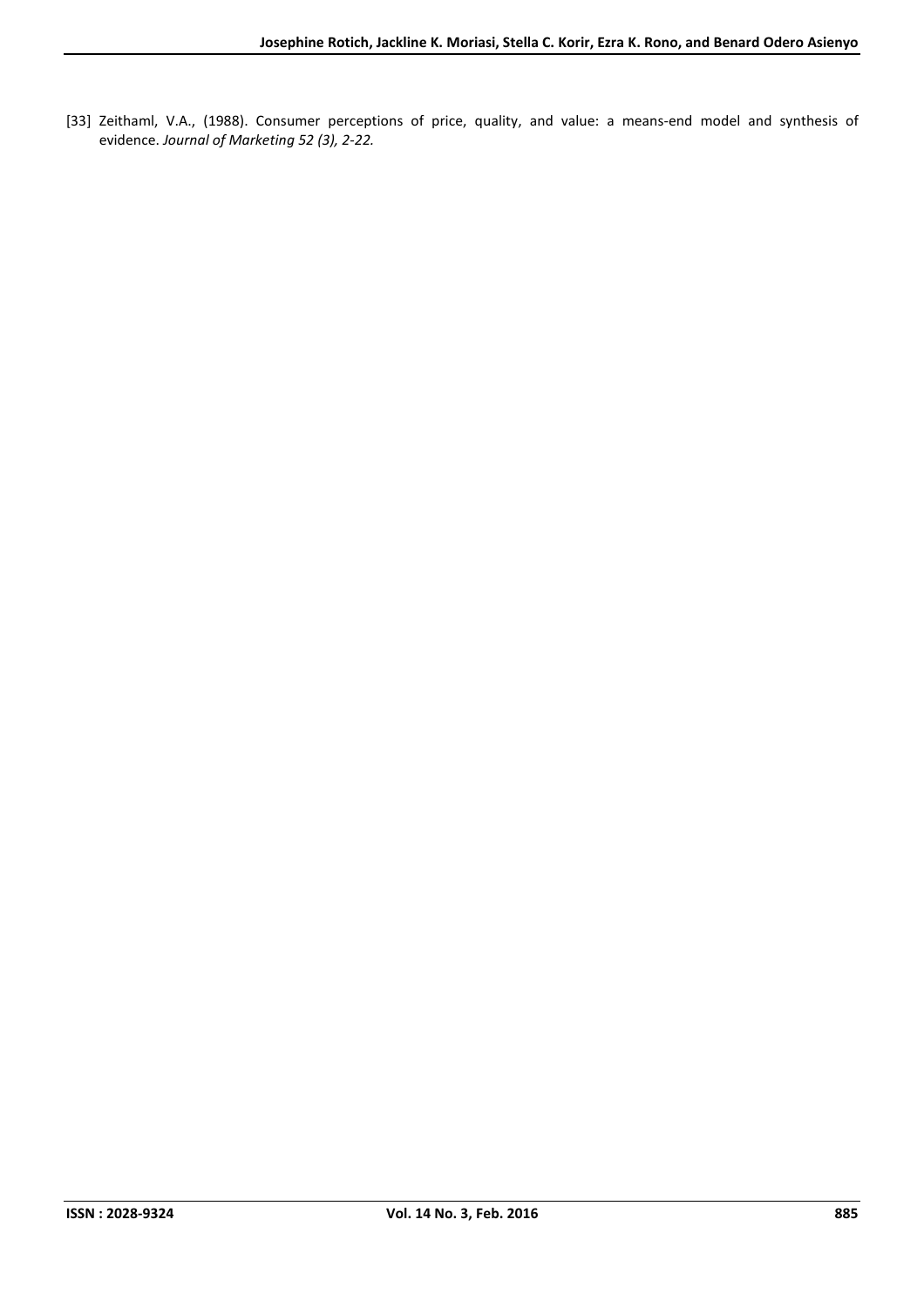[33] Zeithaml, V.A., (1988). Consumer perceptions of price, quality, and value: a means-end model and synthesis of evidence. *Journal of Marketing 52 (3), 2-22.*